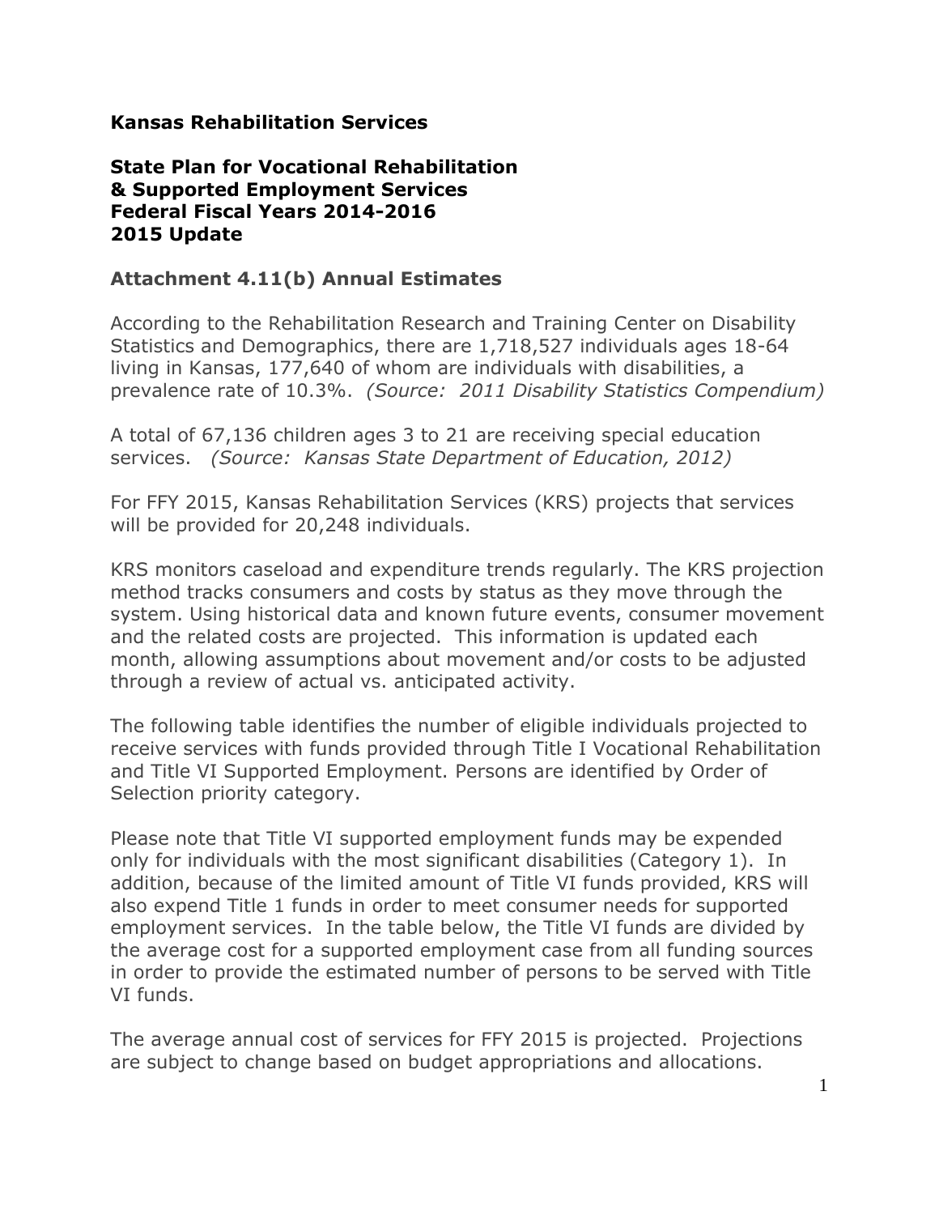**Kansas Rehabilitation Services**

**State Plan for Vocational Rehabilitation & Supported Employment Services Federal Fiscal Years 2014-2016 2015 Update**

### Attachment 4.11(b) Annual Estimates

According to the Rehabilitation Research and Training Center on Disability Statistics and Demographics, there are 1,718,527 individuals ages 18-64 living in Kansas, 177,640 of whom are individuals with disabilities, a prevalence rate of 10.3%. *(Source: 2011 Disability Statistics Compendium)*

A total of 67,136 children ages 3 to 21 are receiving special education services. *(Source: Kansas State Department of Education, 2012)*

For FFY 2015, Kansas Rehabilitation Services (KRS) projects that services will be provided for 20,248 individuals.

KRS monitors caseload and expenditure trends regularly. The KRS projection method tracks consumers and costs by status as they move through the system. Using historical data and known future events, consumer movement and the related costs are projected. This information is updated each month, allowing assumptions about movement and/or costs to be adjusted through a review of actual vs. anticipated activity.

The following table identifies the number of eligible individuals projected to receive services with funds provided through Title I Vocational Rehabilitation and Title VI Supported Employment. Persons are identified by Order of Selection priority category.

Please note that Title VI supported employment funds may be expended only for individuals with the most significant disabilities (Category 1). In addition, because of the limited amount of Title VI funds provided, KRS will also expend Title 1 funds in order to meet consumer needs for supported employment services. In the table below, the Title VI funds are divided by the average cost for a supported employment case from all funding sources in order to provide the estimated number of persons to be served with Title VI funds.

The average annual cost of services for FFY 2015 is projected. Projections are subject to change based on budget appropriations and allocations.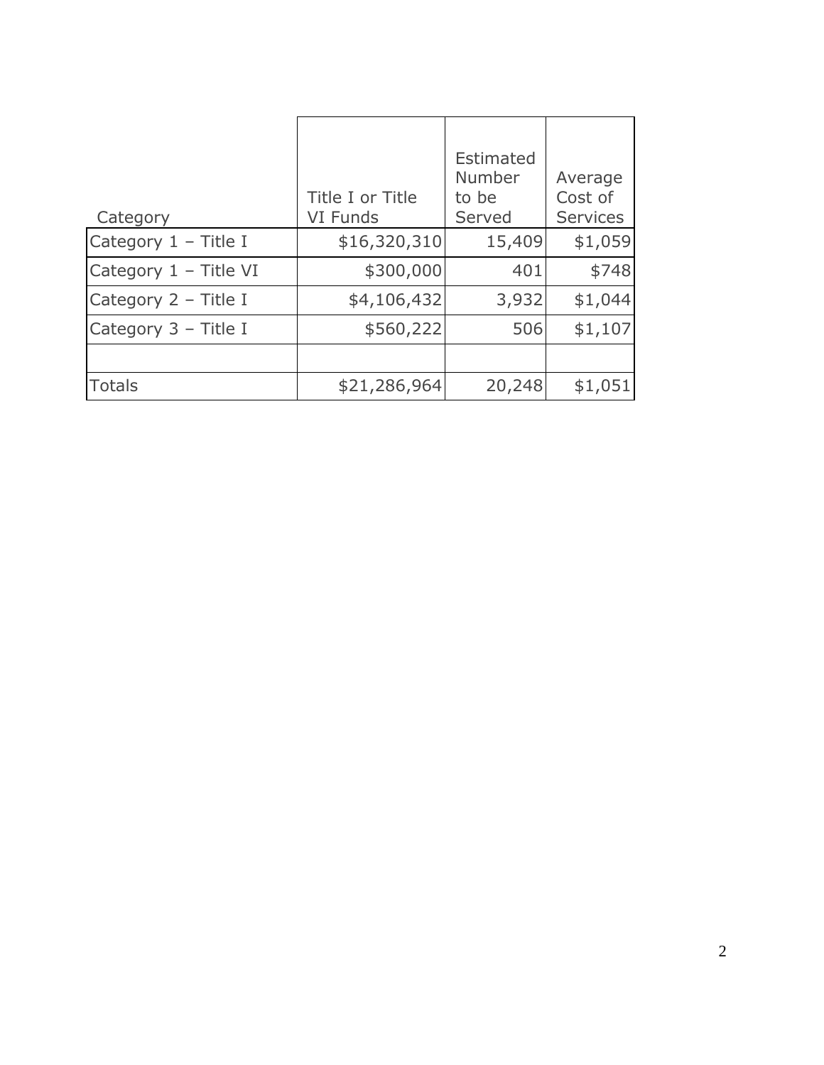| Category | Title I or Title VI Funds | Estimated Number to be Served | Average Cost of Services |
|---|---|---|---|
| Category 1 – Title I | $16,320,310 | 15,409 | $1,059 |
| Category 1 – Title VI | $300,000 | 401 | $748 |
| Category 2 – Title I | $4,106,432 | 3,932 | $1,044 |
| Category 3 – Title I | $560,222 | 506 | $1,107 |
| | | | |
| Totals | $21,286,964 | 20,248 | $1,051 |